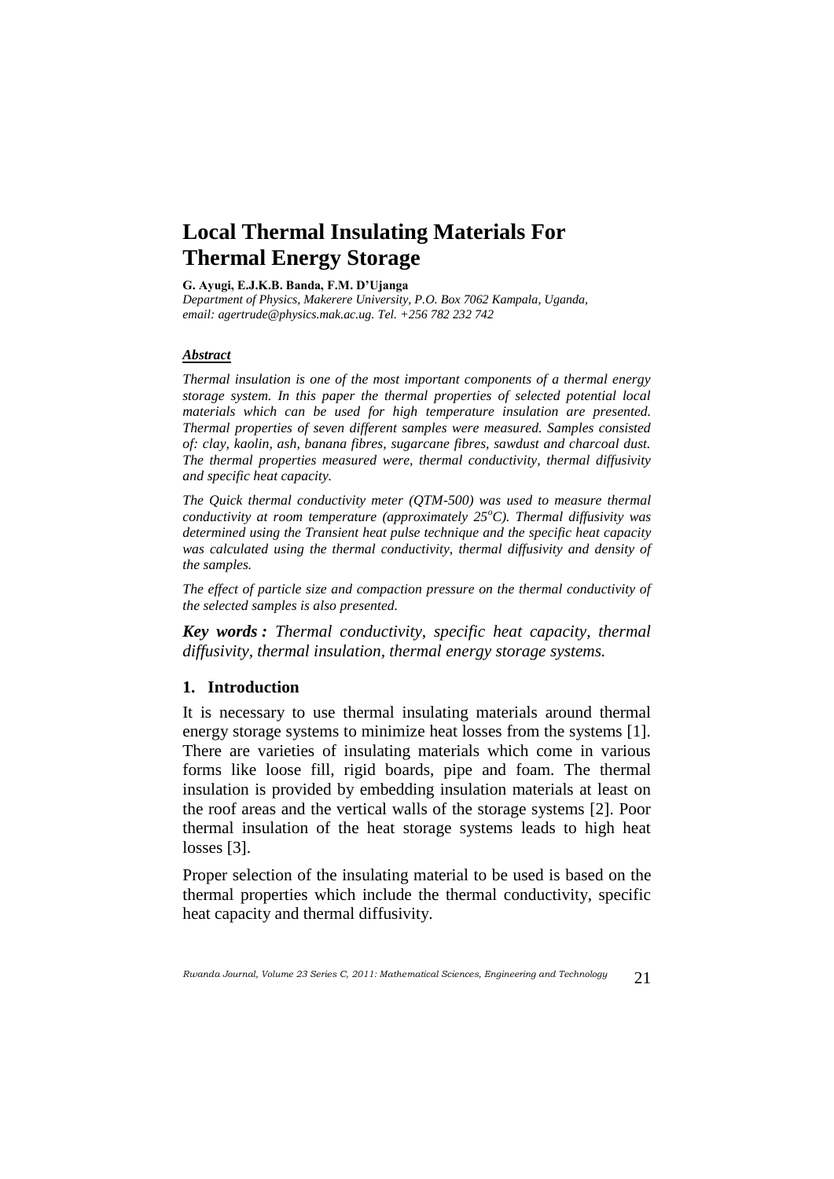# Local Thermal Insulating Materials For Thermal Energy Storage

**G. Ayugi, E.J.K.B. Banda, F.M. D'Ujanga**

*Department of Physics, Makerere University, P.O. Box 7062 Kampala, Uganda, email: agertrude@physics.mak.ac.ug. Tel. +256 782 232 742*

***Abstract***

*Thermal insulation is one of the most important components of a thermal energy storage system. In this paper the thermal properties of selected potential local materials which can be used for high temperature insulation are presented. Thermal properties of seven different samples were measured. Samples consisted of: clay, kaolin, ash, banana fibres, sugarcane fibres, sawdust and charcoal dust. The thermal properties measured were, thermal conductivity, thermal diffusivity and specific heat capacity.*

*The Quick thermal conductivity meter (QTM-500) was used to measure thermal conductivity at room temperature (approximately 25$^oC$). Thermal diffusivity was determined using the Transient heat pulse technique and the specific heat capacity was calculated using the thermal conductivity, thermal diffusivity and density of the samples.*

*The effect of particle size and compaction pressure on the thermal conductivity of the selected samples is also presented.*

***Key words :*** *Thermal conductivity, specific heat capacity, thermal diffusivity, thermal insulation, thermal energy storage systems.*

## 1. Introduction

It is necessary to use thermal insulating materials around thermal energy storage systems to minimize heat losses from the systems [1]. There are varieties of insulating materials which come in various forms like loose fill, rigid boards, pipe and foam. The thermal insulation is provided by embedding insulation materials at least on the roof areas and the vertical walls of the storage systems [2]. Poor thermal insulation of the heat storage systems leads to high heat losses [3].

Proper selection of the insulating material to be used is based on the thermal properties which include the thermal conductivity, specific heat capacity and thermal diffusivity.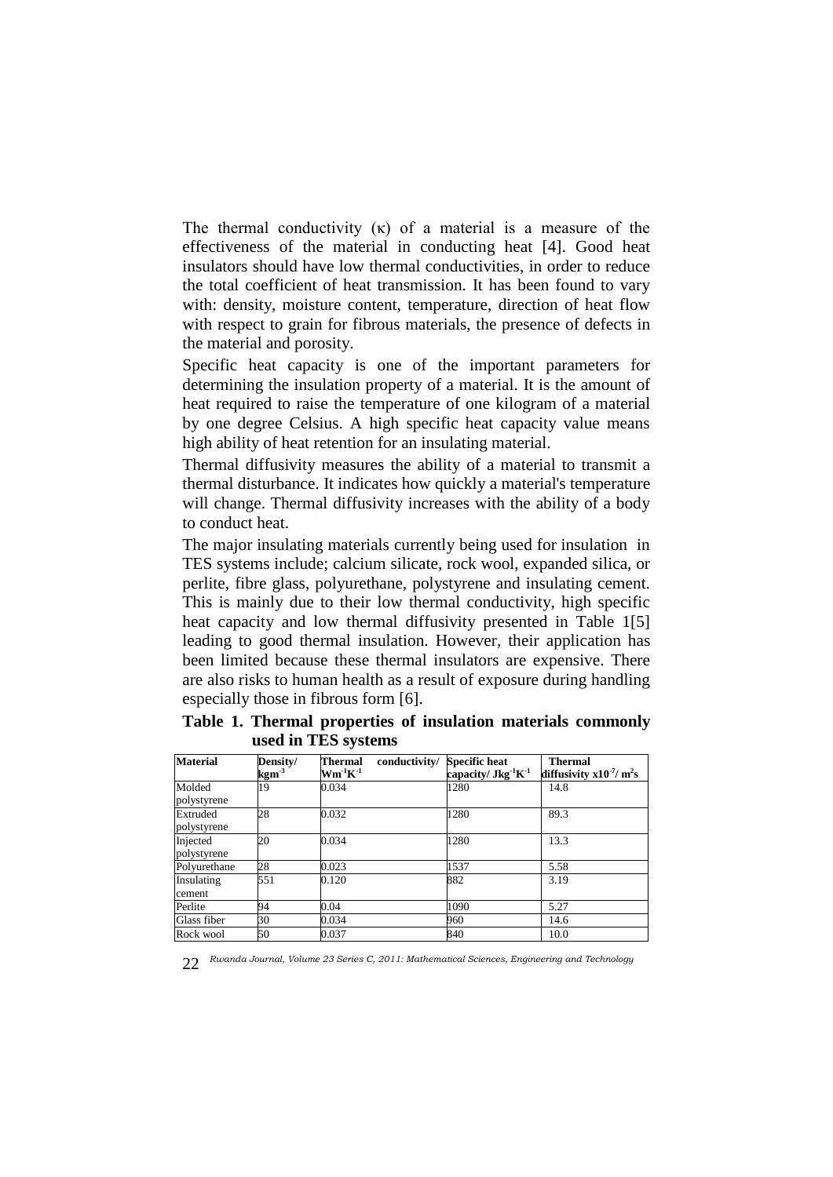The thermal conductivity (κ) of a material is a measure of the effectiveness of the material in conducting heat [4]. Good heat insulators should have low thermal conductivities, in order to reduce the total coefficient of heat transmission. It has been found to vary with: density, moisture content, temperature, direction of heat flow with respect to grain for fibrous materials, the presence of defects in the material and porosity.

Specific heat capacity is one of the important parameters for determining the insulation property of a material. It is the amount of heat required to raise the temperature of one kilogram of a material by one degree Celsius. A high specific heat capacity value means high ability of heat retention for an insulating material.

Thermal diffusivity measures the ability of a material to transmit a thermal disturbance. It indicates how quickly a material's temperature will change. Thermal diffusivity increases with the ability of a body to conduct heat.

The major insulating materials currently being used for insulation in TES systems include; calcium silicate, rock wool, expanded silica, or perlite, fibre glass, polyurethane, polystyrene and insulating cement. This is mainly due to their low thermal conductivity, high specific heat capacity and low thermal diffusivity presented in Table 1[5] leading to good thermal insulation. However, their application has been limited because these thermal insulators are expensive. There are also risks to human health as a result of exposure during handling especially those in fibrous form [6].

**Table 1. Thermal properties of insulation materials commonly used in TES systems**

| Material | Density/ $kgm^{-3}$ | Thermal conductivity/ $Wm^{-1}K^{-1}$ | Specific heat capacity/ $Jkg^{-1}K^{-1}$ | Thermal diffusivity $x10^{-7}$/ $m^2s$ |
|---|---|---|---|---|
| Molded polystyrene | 19 | 0.034 | 1280 | 14.8 |
| Extruded polystyrene | 28 | 0.032 | 1280 | 89.3 |
| Injected polystyrene | 20 | 0.034 | 1280 | 13.3 |
| Polyurethane | 28 | 0.023 | 1537 | 5.58 |
| Insulating cement | 551 | 0.120 | 882 | 3.19 |
| Perlite | 94 | 0.04 | 1090 | 5.27 |
| Glass fiber | 30 | 0.034 | 960 | 14.6 |
| Rock wool | 50 | 0.037 | 840 | 10.0 |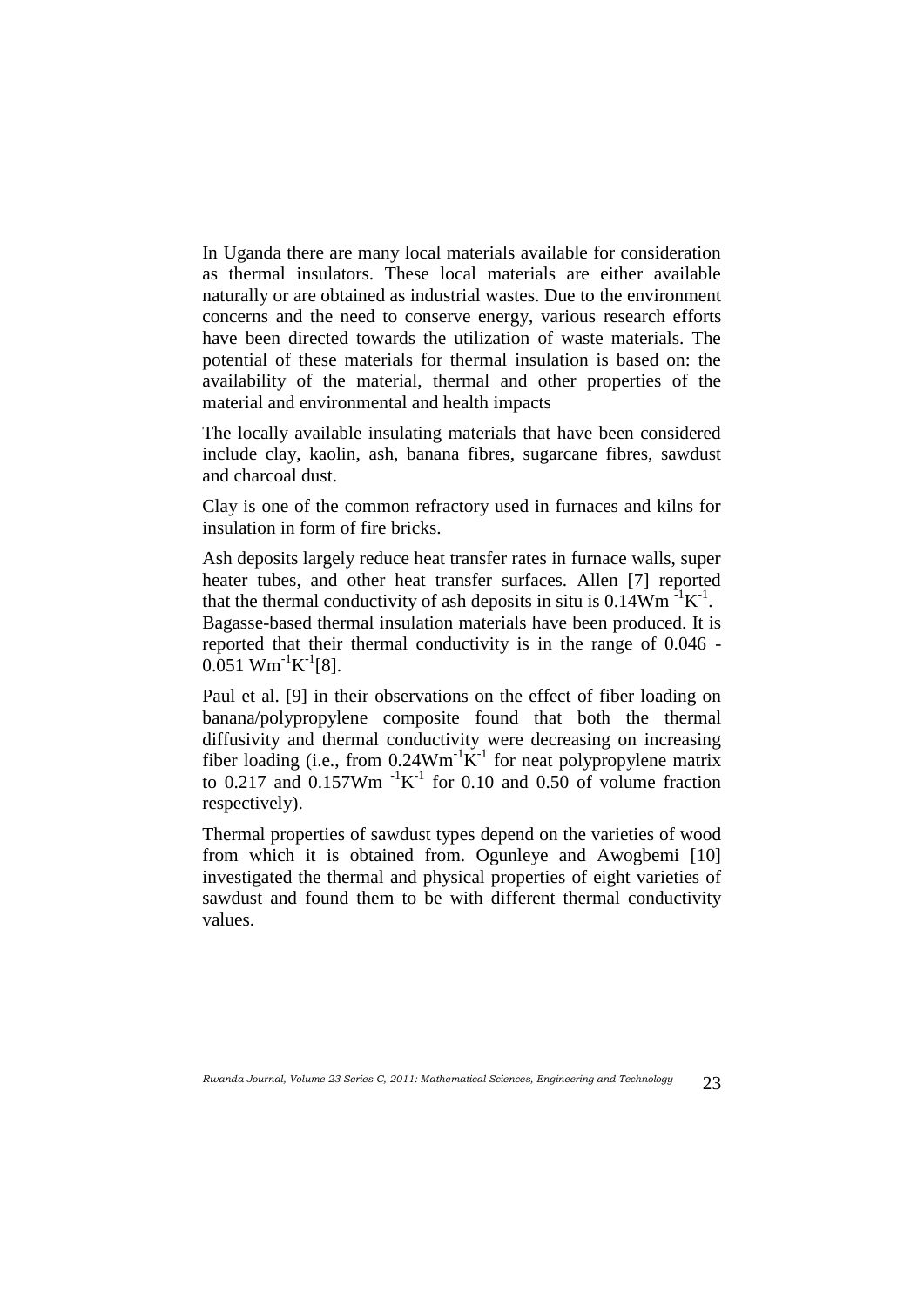In Uganda there are many local materials available for consideration as thermal insulators. These local materials are either available naturally or are obtained as industrial wastes. Due to the environment concerns and the need to conserve energy, various research efforts have been directed towards the utilization of waste materials. The potential of these materials for thermal insulation is based on: the availability of the material, thermal and other properties of the material and environmental and health impacts

The locally available insulating materials that have been considered include clay, kaolin, ash, banana fibres, sugarcane fibres, sawdust and charcoal dust.

Clay is one of the common refractory used in furnaces and kilns for insulation in form of fire bricks.

Ash deposits largely reduce heat transfer rates in furnace walls, super heater tubes, and other heat transfer surfaces. Allen [7] reported that the thermal conductivity of ash deposits in situ is $0.14 Wm^{-1}K^{-1}$. Bagasse-based thermal insulation materials have been produced. It is reported that their thermal conductivity is in the range of 0.046 - $0.051\ Wm^{-1}K^{-1}$[8].

Paul et al. [9] in their observations on the effect of fiber loading on banana/polypropylene composite found that both the thermal diffusivity and thermal conductivity were decreasing on increasing fiber loading (i.e., from $0.24 Wm^{-1}K^{-1}$ for neat polypropylene matrix to 0.217 and $0.157 Wm^{-1}K^{-1}$ for 0.10 and 0.50 of volume fraction respectively).

Thermal properties of sawdust types depend on the varieties of wood from which it is obtained from. Ogunleye and Awogbemi [10] investigated the thermal and physical properties of eight varieties of sawdust and found them to be with different thermal conductivity values.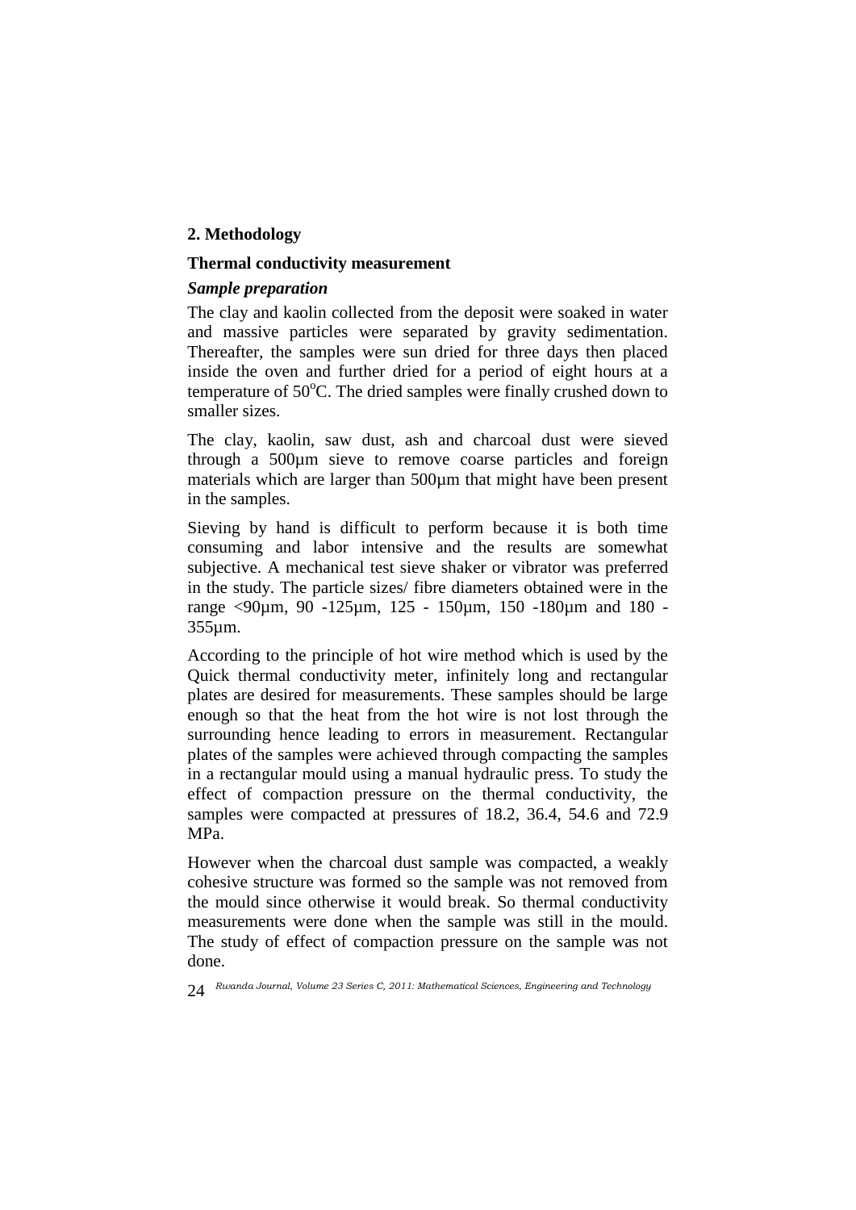## 2. Methodology

### Thermal conductivity measurement

#### *Sample preparation*

The clay and kaolin collected from the deposit were soaked in water and massive particles were separated by gravity sedimentation. Thereafter, the samples were sun dried for three days then placed inside the oven and further dried for a period of eight hours at a temperature of $50^{o}C$. The dried samples were finally crushed down to smaller sizes.

The clay, kaolin, saw dust, ash and charcoal dust were sieved through a 500µm sieve to remove coarse particles and foreign materials which are larger than 500µm that might have been present in the samples.

Sieving by hand is difficult to perform because it is both time consuming and labor intensive and the results are somewhat subjective. A mechanical test sieve shaker or vibrator was preferred in the study. The particle sizes/ fibre diameters obtained were in the range <90µm, 90 -125µm, 125 - 150µm, 150 -180µm and 180 - 355µm.

According to the principle of hot wire method which is used by the Quick thermal conductivity meter, infinitely long and rectangular plates are desired for measurements. These samples should be large enough so that the heat from the hot wire is not lost through the surrounding hence leading to errors in measurement. Rectangular plates of the samples were achieved through compacting the samples in a rectangular mould using a manual hydraulic press. To study the effect of compaction pressure on the thermal conductivity, the samples were compacted at pressures of 18.2, 36.4, 54.6 and 72.9 MPa.

However when the charcoal dust sample was compacted, a weakly cohesive structure was formed so the sample was not removed from the mould since otherwise it would break. So thermal conductivity measurements were done when the sample was still in the mould. The study of effect of compaction pressure on the sample was not done.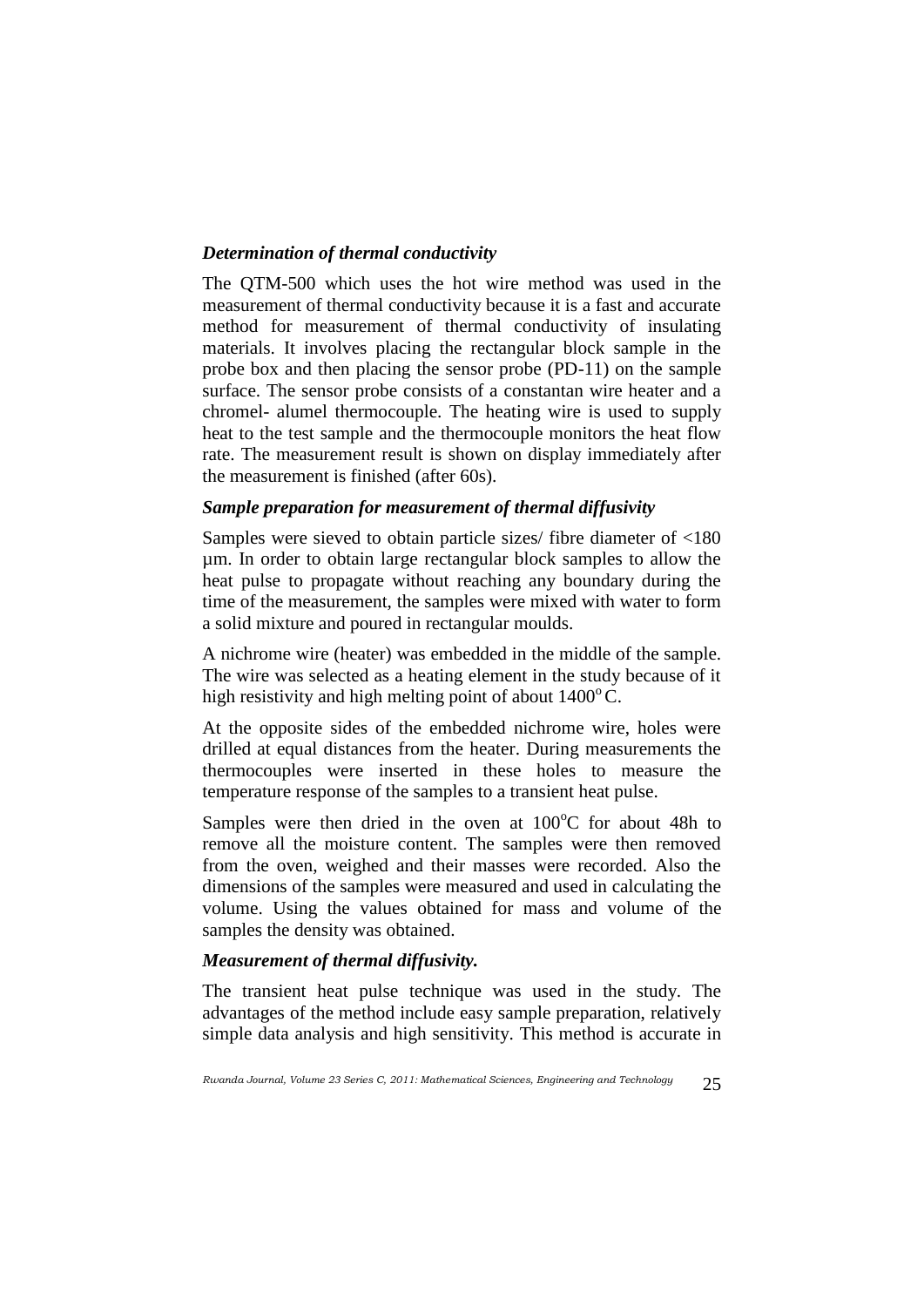### *Determination of thermal conductivity*

The QTM-500 which uses the hot wire method was used in the measurement of thermal conductivity because it is a fast and accurate method for measurement of thermal conductivity of insulating materials. It involves placing the rectangular block sample in the probe box and then placing the sensor probe (PD-11) on the sample surface. The sensor probe consists of a constantan wire heater and a chromel- alumel thermocouple. The heating wire is used to supply heat to the test sample and the thermocouple monitors the heat flow rate. The measurement result is shown on display immediately after the measurement is finished (after 60s).

### *Sample preparation for measurement of thermal diffusivity*

Samples were sieved to obtain particle sizes/ fibre diameter of <180 μm. In order to obtain large rectangular block samples to allow the heat pulse to propagate without reaching any boundary during the time of the measurement, the samples were mixed with water to form a solid mixture and poured in rectangular moulds.

A nichrome wire (heater) was embedded in the middle of the sample. The wire was selected as a heating element in the study because of it high resistivity and high melting point of about $1400^{o}$ C.

At the opposite sides of the embedded nichrome wire, holes were drilled at equal distances from the heater. During measurements the thermocouples were inserted in these holes to measure the temperature response of the samples to a transient heat pulse.

Samples were then dried in the oven at $100^{o}$C for about 48h to remove all the moisture content. The samples were then removed from the oven, weighed and their masses were recorded. Also the dimensions of the samples were measured and used in calculating the volume. Using the values obtained for mass and volume of the samples the density was obtained.

### *Measurement of thermal diffusivity.*

The transient heat pulse technique was used in the study. The advantages of the method include easy sample preparation, relatively simple data analysis and high sensitivity. This method is accurate in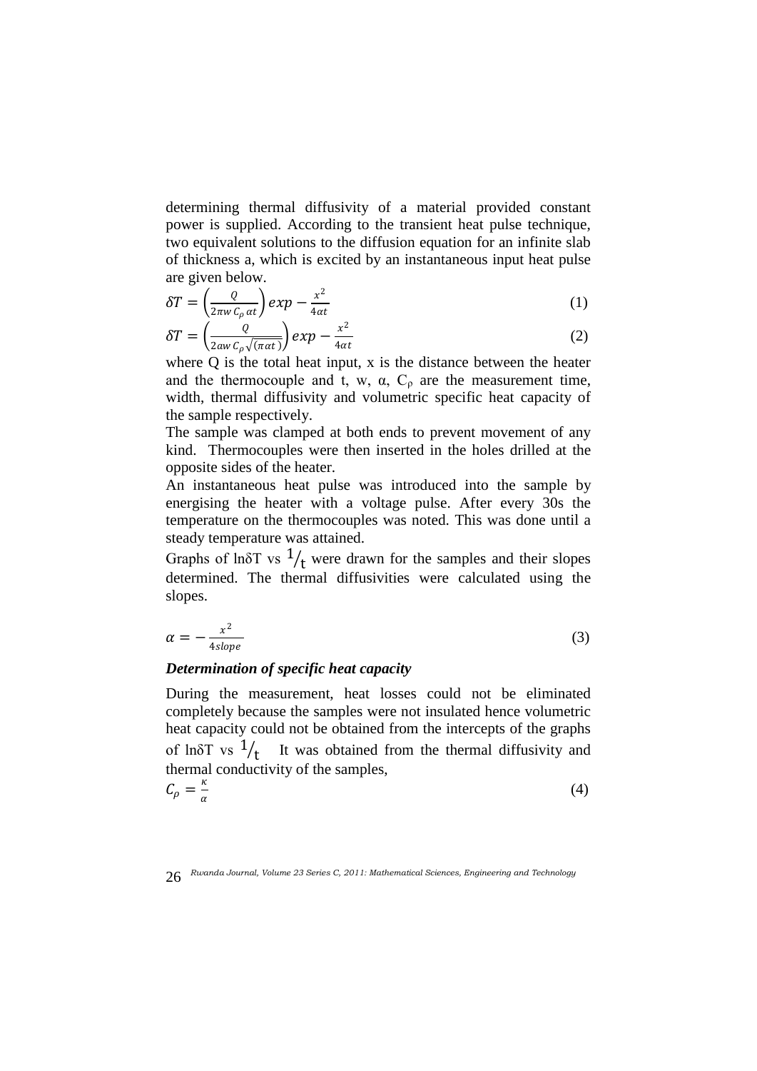determining thermal diffusivity of a material provided constant power is supplied. According to the transient heat pulse technique, two equivalent solutions to the diffusion equation for an infinite slab of thickness a, which is excited by an instantaneous input heat pulse are given below.

$$\delta T = \left(\frac{Q}{2\pi w\, C_{\rho}\, \alpha t}\right) exp - \frac{x^2}{4\alpha t} \tag{1}$$

$$\delta T = \left(\frac{Q}{2aw\, C_{\rho}\sqrt{(\pi \alpha t)}}\right) exp - \frac{x^2}{4\alpha t} \tag{2}$$

where Q is the total heat input, x is the distance between the heater and the thermocouple and t, w, $\alpha$, $C_{\rho}$ are the measurement time, width, thermal diffusivity and volumetric specific heat capacity of the sample respectively.

The sample was clamped at both ends to prevent movement of any kind. Thermocouples were then inserted in the holes drilled at the opposite sides of the heater.

An instantaneous heat pulse was introduced into the sample by energising the heater with a voltage pulse. After every 30s the temperature on the thermocouples was noted. This was done until a steady temperature was attained.

Graphs of ln$\delta$T vs $^1/_t$ were drawn for the samples and their slopes determined. The thermal diffusivities were calculated using the slopes.

$$\alpha = -\frac{x^2}{4slope} \tag{3}$$

### *Determination of specific heat capacity*

During the measurement, heat losses could not be eliminated completely because the samples were not insulated hence volumetric heat capacity could not be obtained from the intercepts of the graphs of ln$\delta$T vs $^1/_t$ It was obtained from the thermal diffusivity and thermal conductivity of the samples,

$$C_{\rho} = \frac{\kappa}{\alpha} \tag{4}$$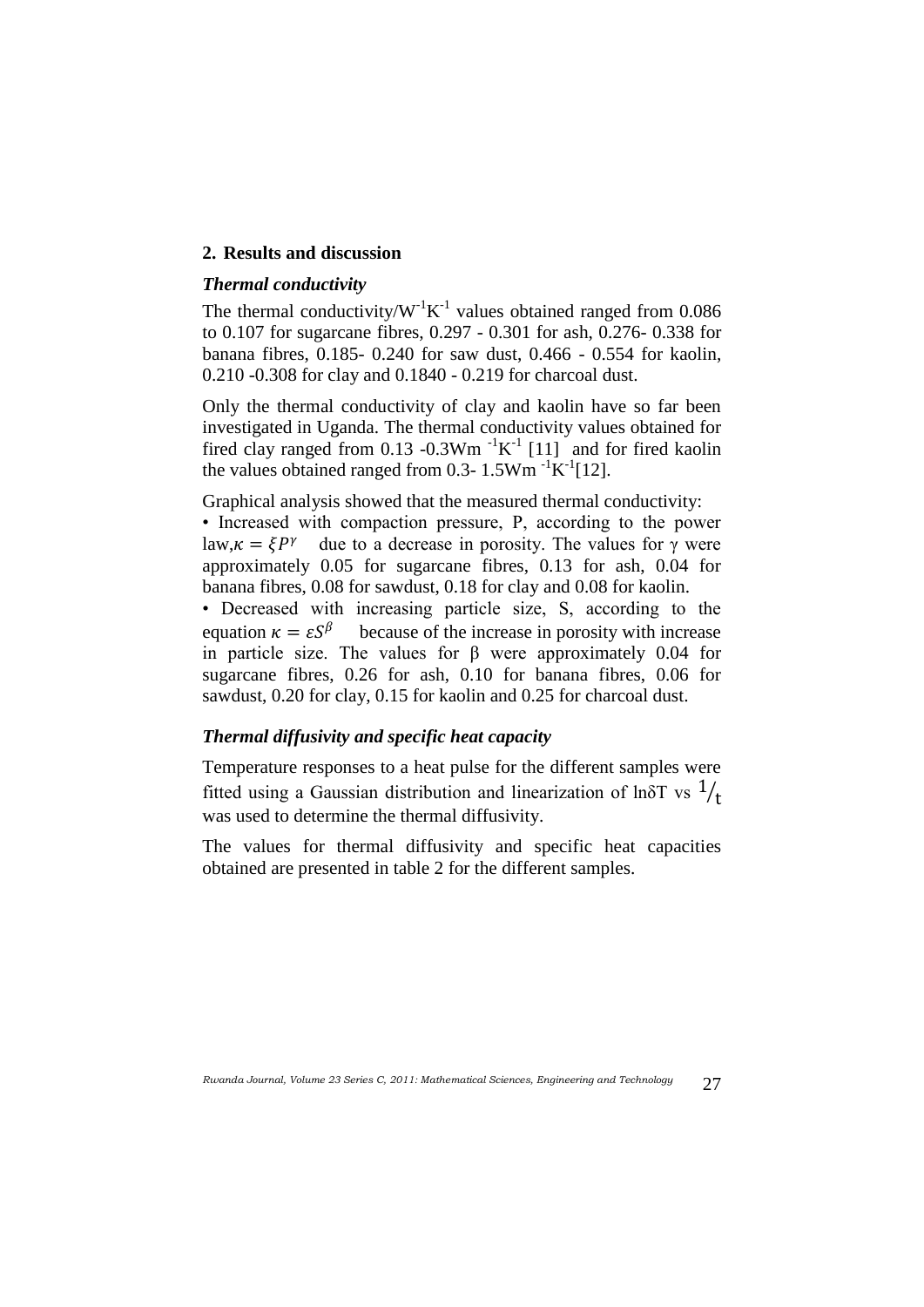## 2. Results and discussion

### *Thermal conductivity*

The thermal conductivity/$W^{-1}K^{-1}$ values obtained ranged from 0.086 to 0.107 for sugarcane fibres, 0.297 - 0.301 for ash, 0.276- 0.338 for banana fibres, 0.185- 0.240 for saw dust, 0.466 - 0.554 for kaolin, 0.210 -0.308 for clay and 0.1840 - 0.219 for charcoal dust.

Only the thermal conductivity of clay and kaolin have so far been investigated in Uganda. The thermal conductivity values obtained for fired clay ranged from 0.13 -0.3$Wm^{-1}K^{-1}$ [11] and for fired kaolin the values obtained ranged from 0.3- 1.5$Wm^{-1}K^{-1}$[12].

Graphical analysis showed that the measured thermal conductivity:

• Increased with compaction pressure, P, according to the power law,$\kappa = \xi P^{\gamma}$ due to a decrease in porosity. The values for $\gamma$ were approximately 0.05 for sugarcane fibres, 0.13 for ash, 0.04 for banana fibres, 0.08 for sawdust, 0.18 for clay and 0.08 for kaolin.

• Decreased with increasing particle size, S, according to the equation $\kappa = \varepsilon S^{\beta}$ because of the increase in porosity with increase in particle size. The values for $\beta$ were approximately 0.04 for sugarcane fibres, 0.26 for ash, 0.10 for banana fibres, 0.06 for sawdust, 0.20 for clay, 0.15 for kaolin and 0.25 for charcoal dust.

### *Thermal diffusivity and specific heat capacity*

Temperature responses to a heat pulse for the different samples were fitted using a Gaussian distribution and linearization of $\ln\delta T$ vs $1/_{t}$ was used to determine the thermal diffusivity.

The values for thermal diffusivity and specific heat capacities obtained are presented in table 2 for the different samples.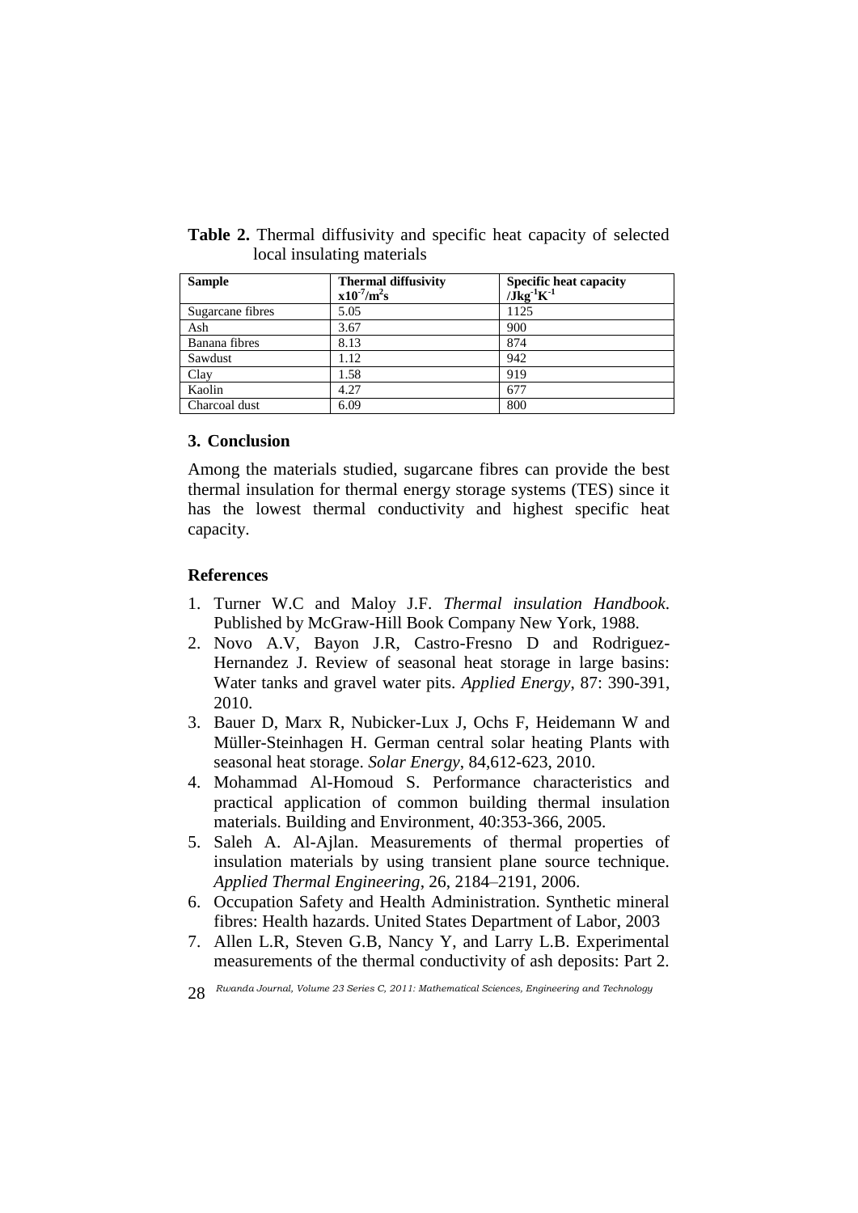**Table 2.** Thermal diffusivity and specific heat capacity of selected local insulating materials

| Sample | Thermal diffusivity $x10^{-7}/m^2s$ | Specific heat capacity $/Jkg^{-1}K^{-1}$ |
|---|---|---|
| Sugarcane fibres | 5.05 | 1125 |
| Ash | 3.67 | 900 |
| Banana fibres | 8.13 | 874 |
| Sawdust | 1.12 | 942 |
| Clay | 1.58 | 919 |
| Kaolin | 4.27 | 677 |
| Charcoal dust | 6.09 | 800 |

## 3. Conclusion

Among the materials studied, sugarcane fibres can provide the best thermal insulation for thermal energy storage systems (TES) since it has the lowest thermal conductivity and highest specific heat capacity.

## References

1. Turner W.C and Maloy J.F. *Thermal insulation Handbook*. Published by McGraw-Hill Book Company New York, 1988.
2. Novo A.V, Bayon J.R, Castro-Fresno D and Rodriguez-Hernandez J. Review of seasonal heat storage in large basins: Water tanks and gravel water pits. *Applied Energy*, 87: 390-391, 2010.
3. Bauer D, Marx R, Nubicker-Lux J, Ochs F, Heidemann W and Müller-Steinhagen H. German central solar heating Plants with seasonal heat storage. *Solar Energy*, 84,612-623, 2010.
4. Mohammad Al-Homoud S. Performance characteristics and practical application of common building thermal insulation materials. Building and Environment, 40:353-366, 2005.
5. Saleh A. Al-Ajlan. Measurements of thermal properties of insulation materials by using transient plane source technique. *Applied Thermal Engineering*, 26, 2184–2191, 2006.
6. Occupation Safety and Health Administration. Synthetic mineral fibres: Health hazards. United States Department of Labor, 2003
7. Allen L.R, Steven G.B, Nancy Y, and Larry L.B. Experimental measurements of the thermal conductivity of ash deposits: Part 2.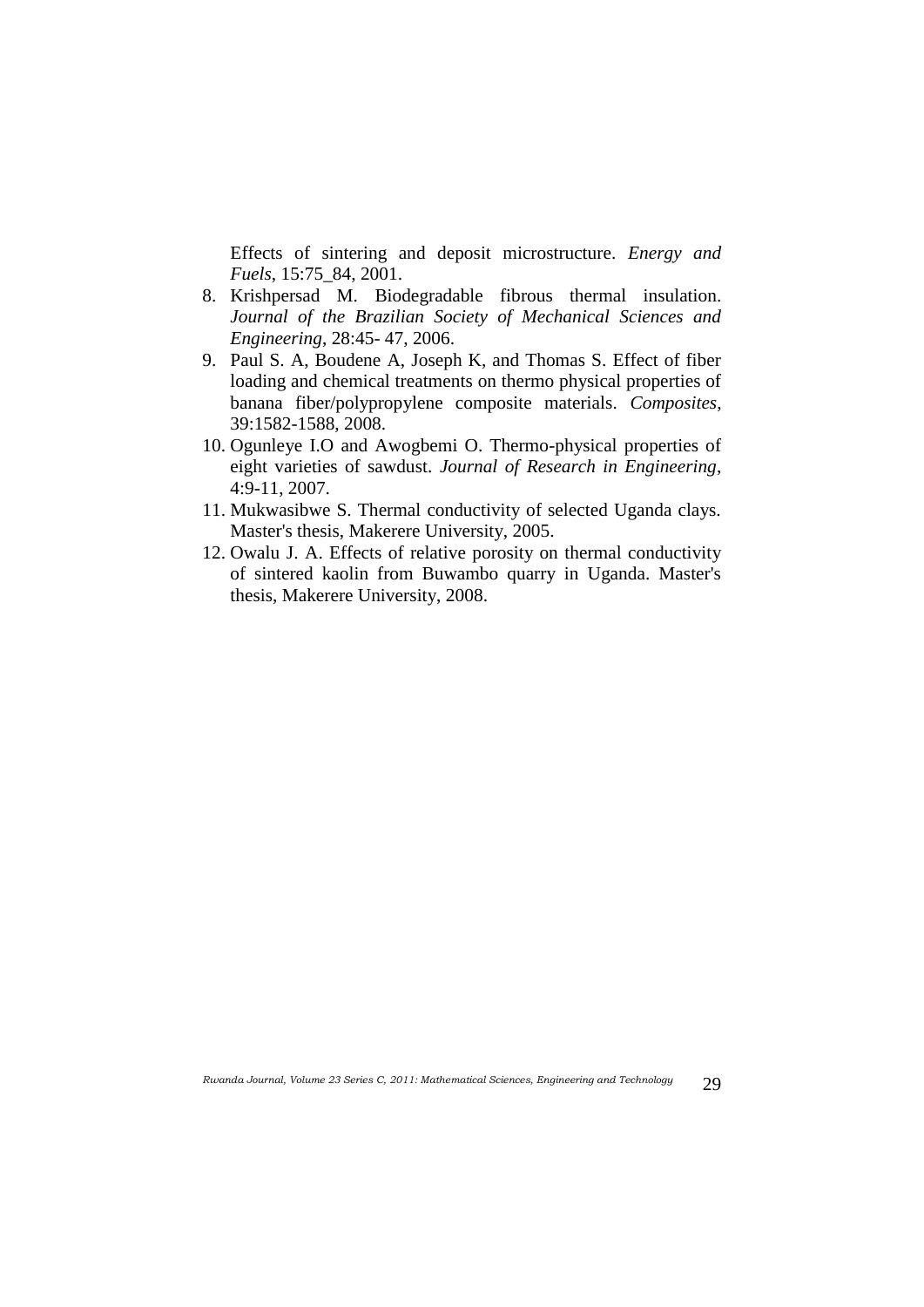Effects of sintering and deposit microstructure. *Energy and Fuels*, 15:75_84, 2001.

8. Krishpersad M. Biodegradable fibrous thermal insulation. *Journal of the Brazilian Society of Mechanical Sciences and Engineering*, 28:45- 47, 2006.
9. Paul S. A, Boudene A, Joseph K, and Thomas S. Effect of fiber loading and chemical treatments on thermo physical properties of banana fiber/polypropylene composite materials. *Composites*, 39:1582-1588, 2008.
10. Ogunleye I.O and Awogbemi O. Thermo-physical properties of eight varieties of sawdust. *Journal of Research in Engineering*, 4:9-11, 2007.
11. Mukwasibwe S. Thermal conductivity of selected Uganda clays. Master's thesis, Makerere University, 2005.
12. Owalu J. A. Effects of relative porosity on thermal conductivity of sintered kaolin from Buwambo quarry in Uganda. Master's thesis, Makerere University, 2008.